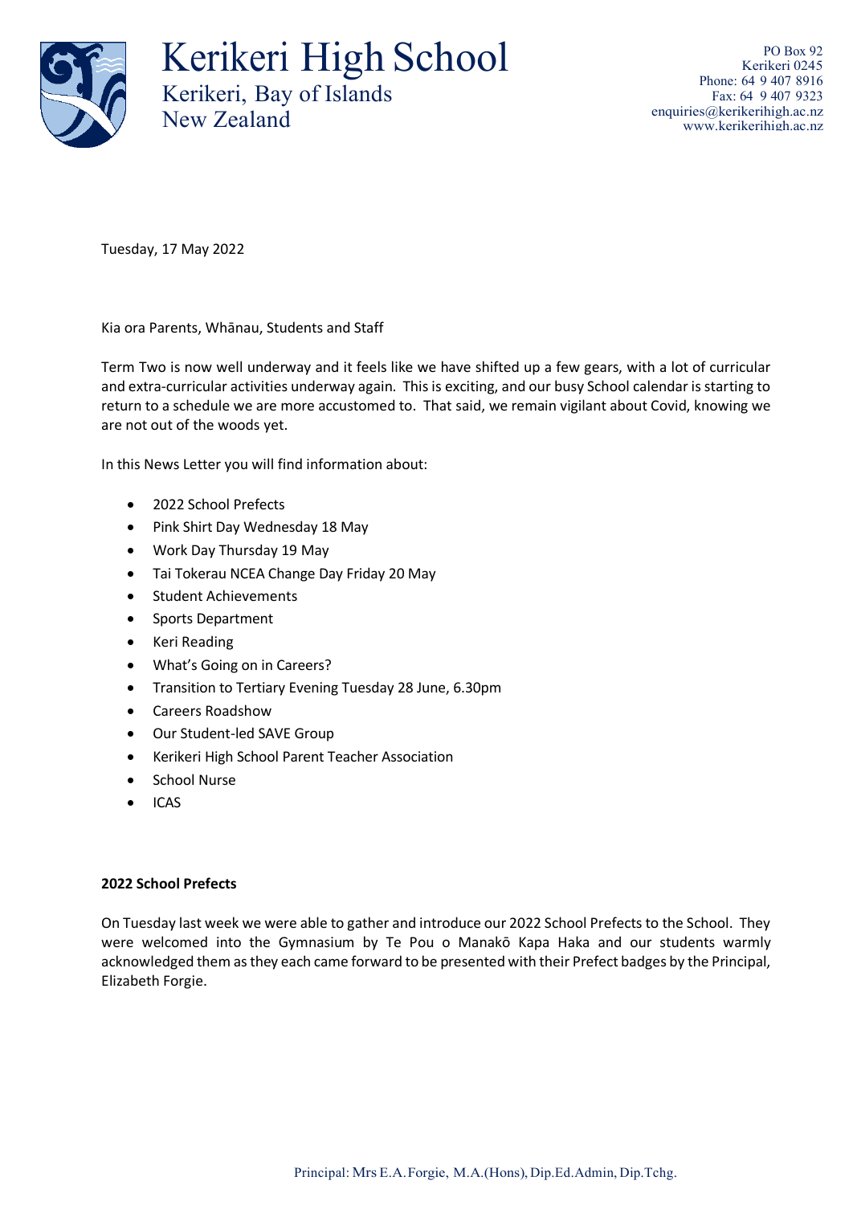# Kerikeri High School

Kerikeri, Bay of Islands
New Zealand

PO Box 92
Kerikeri 0245
Phone: 64 9 407 8916
Fax: 64 9 407 9323
enquiries@kerikerihigh.ac.nz
www.kerikerihigh.ac.nz

Tuesday, 17 May 2022

Kia ora Parents, Whānau, Students and Staff

Term Two is now well underway and it feels like we have shifted up a few gears, with a lot of curricular and extra-curricular activities underway again. This is exciting, and our busy School calendar is starting to return to a schedule we are more accustomed to. That said, we remain vigilant about Covid, knowing we are not out of the woods yet.

In this News Letter you will find information about:

- 2022 School Prefects
- Pink Shirt Day Wednesday 18 May
- Work Day Thursday 19 May
- Tai Tokerau NCEA Change Day Friday 20 May
- Student Achievements
- Sports Department
- Keri Reading
- What's Going on in Careers?
- Transition to Tertiary Evening Tuesday 28 June, 6.30pm
- Careers Roadshow
- Our Student-led SAVE Group
- Kerikeri High School Parent Teacher Association
- School Nurse
- ICAS

**2022 School Prefects**

On Tuesday last week we were able to gather and introduce our 2022 School Prefects to the School. They were welcomed into the Gymnasium by Te Pou o Manakō Kapa Haka and our students warmly acknowledged them as they each came forward to be presented with their Prefect badges by the Principal, Elizabeth Forgie.

Principal: Mrs E.A. Forgie, M.A.(Hons), Dip.Ed.Admin, Dip.Tchg.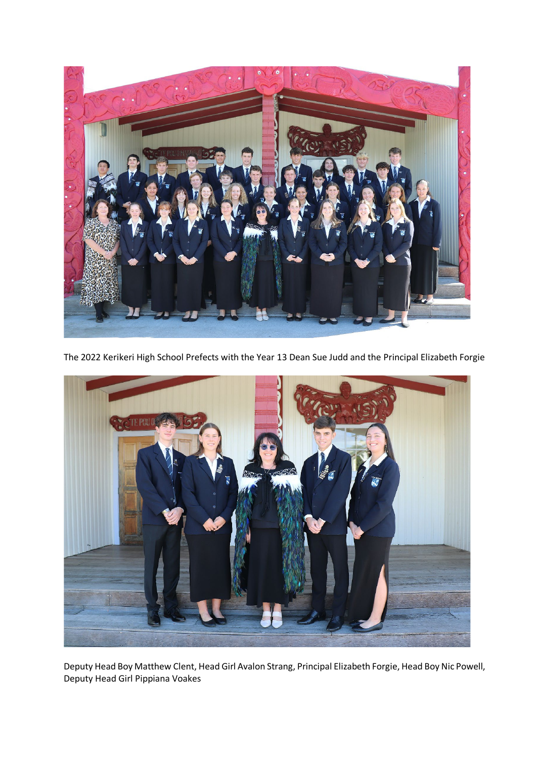The 2022 Kerikeri High School Prefects with the Year 13 Dean Sue Judd and the Principal Elizabeth Forgie

Deputy Head Boy Matthew Clent, Head Girl Avalon Strang, Principal Elizabeth Forgie, Head Boy Nic Powell, Deputy Head Girl Pippiana Voakes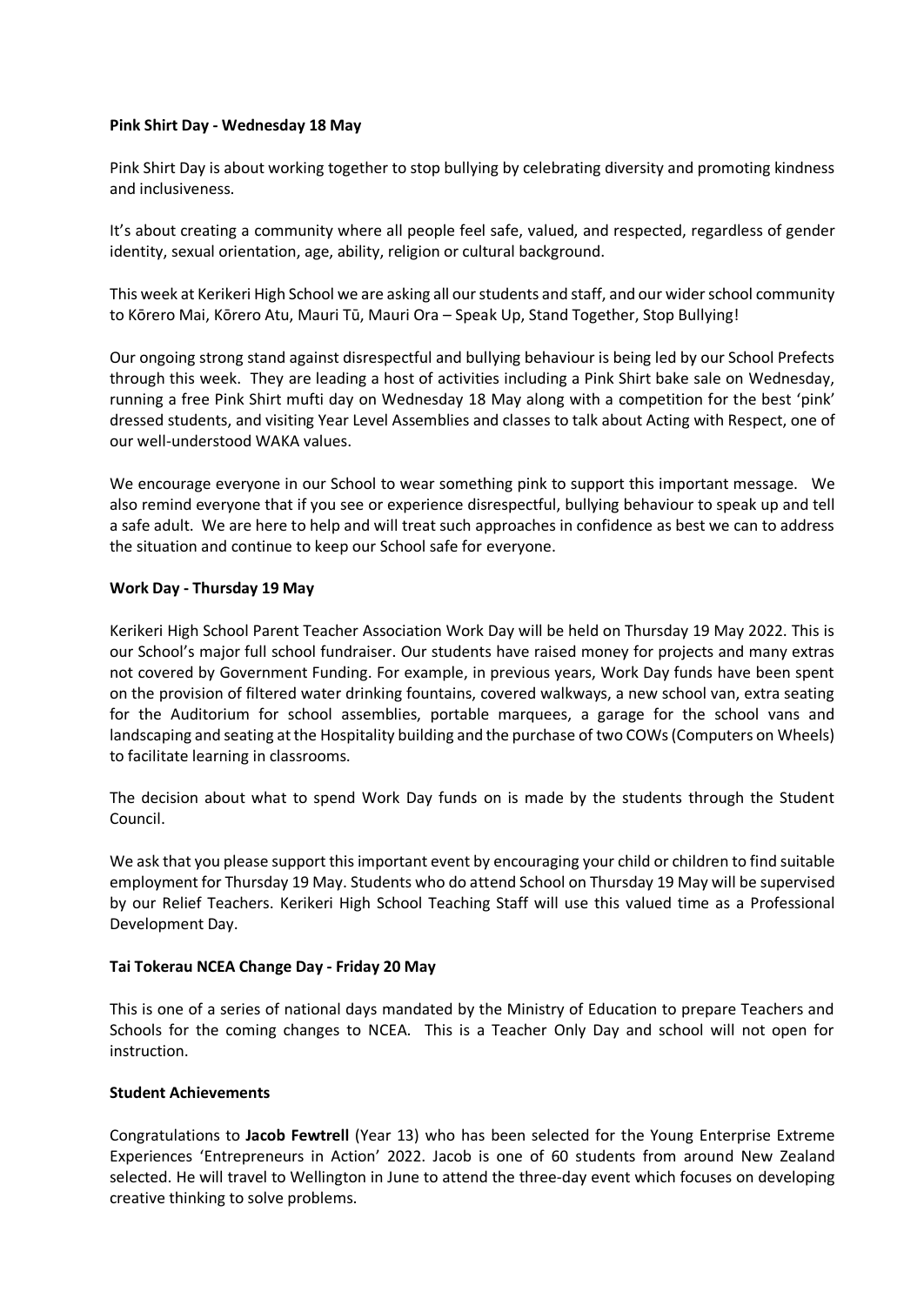**Pink Shirt Day - Wednesday 18 May**

Pink Shirt Day is about working together to stop bullying by celebrating diversity and promoting kindness and inclusiveness.

It's about creating a community where all people feel safe, valued, and respected, regardless of gender identity, sexual orientation, age, ability, religion or cultural background.

This week at Kerikeri High School we are asking all our students and staff, and our wider school community to Kōrero Mai, Kōrero Atu, Mauri Tū, Mauri Ora – Speak Up, Stand Together, Stop Bullying!

Our ongoing strong stand against disrespectful and bullying behaviour is being led by our School Prefects through this week. They are leading a host of activities including a Pink Shirt bake sale on Wednesday, running a free Pink Shirt mufti day on Wednesday 18 May along with a competition for the best 'pink' dressed students, and visiting Year Level Assemblies and classes to talk about Acting with Respect, one of our well-understood WAKA values.

We encourage everyone in our School to wear something pink to support this important message. We also remind everyone that if you see or experience disrespectful, bullying behaviour to speak up and tell a safe adult. We are here to help and will treat such approaches in confidence as best we can to address the situation and continue to keep our School safe for everyone.

**Work Day - Thursday 19 May**

Kerikeri High School Parent Teacher Association Work Day will be held on Thursday 19 May 2022. This is our School's major full school fundraiser. Our students have raised money for projects and many extras not covered by Government Funding. For example, in previous years, Work Day funds have been spent on the provision of filtered water drinking fountains, covered walkways, a new school van, extra seating for the Auditorium for school assemblies, portable marquees, a garage for the school vans and landscaping and seating at the Hospitality building and the purchase of two COWs (Computers on Wheels) to facilitate learning in classrooms.

The decision about what to spend Work Day funds on is made by the students through the Student Council.

We ask that you please support this important event by encouraging your child or children to find suitable employment for Thursday 19 May. Students who do attend School on Thursday 19 May will be supervised by our Relief Teachers. Kerikeri High School Teaching Staff will use this valued time as a Professional Development Day.

**Tai Tokerau NCEA Change Day - Friday 20 May**

This is one of a series of national days mandated by the Ministry of Education to prepare Teachers and Schools for the coming changes to NCEA. This is a Teacher Only Day and school will not open for instruction.

**Student Achievements**

Congratulations to **Jacob Fewtrell** (Year 13) who has been selected for the Young Enterprise Extreme Experiences 'Entrepreneurs in Action' 2022. Jacob is one of 60 students from around New Zealand selected. He will travel to Wellington in June to attend the three-day event which focuses on developing creative thinking to solve problems.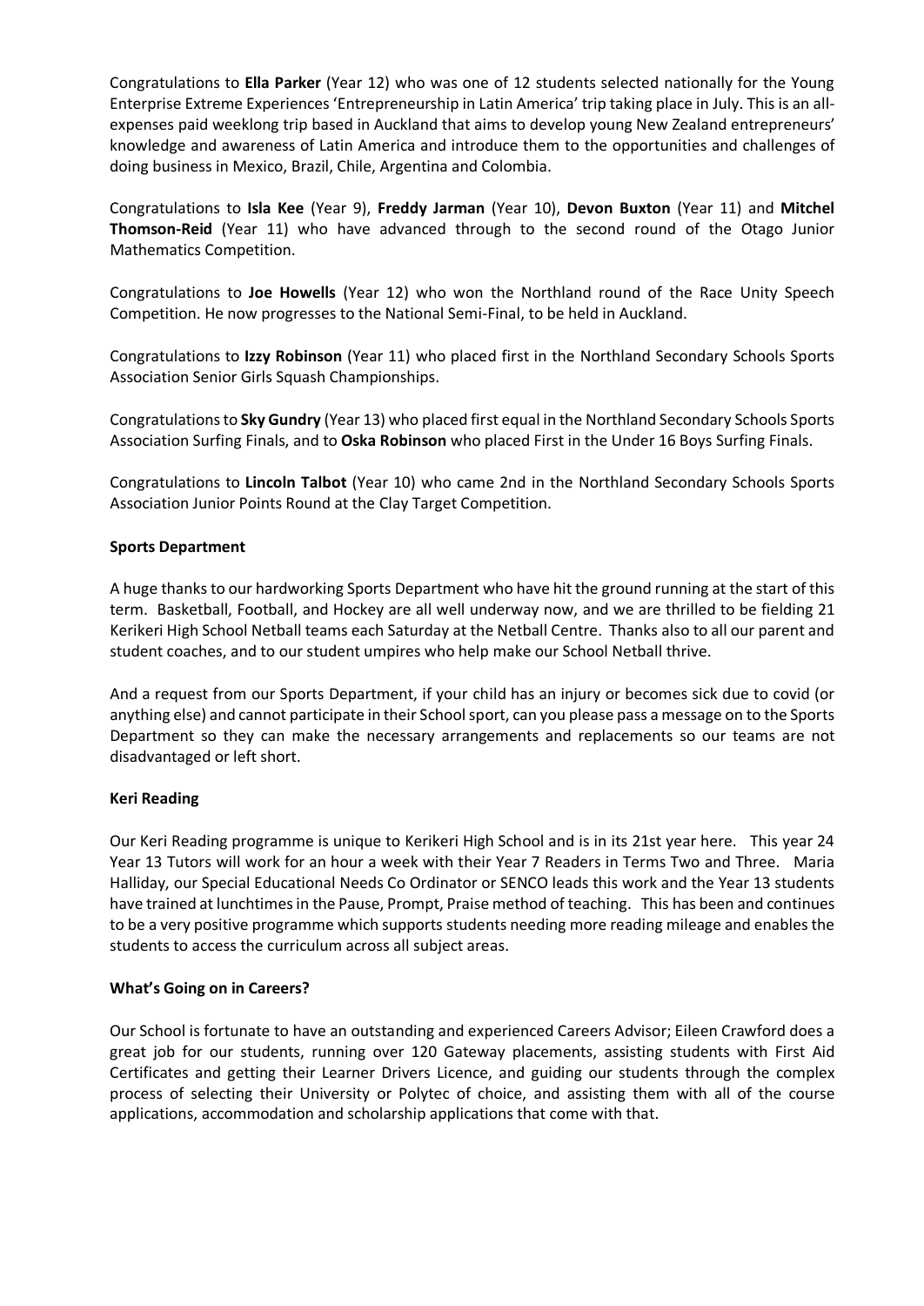Congratulations to **Ella Parker** (Year 12) who was one of 12 students selected nationally for the Young Enterprise Extreme Experiences 'Entrepreneurship in Latin America' trip taking place in July. This is an all-expenses paid weeklong trip based in Auckland that aims to develop young New Zealand entrepreneurs' knowledge and awareness of Latin America and introduce them to the opportunities and challenges of doing business in Mexico, Brazil, Chile, Argentina and Colombia.

Congratulations to **Isla Kee** (Year 9), **Freddy Jarman** (Year 10), **Devon Buxton** (Year 11) and **Mitchel Thomson-Reid** (Year 11) who have advanced through to the second round of the Otago Junior Mathematics Competition.

Congratulations to **Joe Howells** (Year 12) who won the Northland round of the Race Unity Speech Competition. He now progresses to the National Semi-Final, to be held in Auckland.

Congratulations to **Izzy Robinson** (Year 11) who placed first in the Northland Secondary Schools Sports Association Senior Girls Squash Championships.

Congratulations to **Sky Gundry** (Year 13) who placed first equal in the Northland Secondary Schools Sports Association Surfing Finals, and to **Oska Robinson** who placed First in the Under 16 Boys Surfing Finals.

Congratulations to **Lincoln Talbot** (Year 10) who came 2nd in the Northland Secondary Schools Sports Association Junior Points Round at the Clay Target Competition.

**Sports Department**

A huge thanks to our hardworking Sports Department who have hit the ground running at the start of this term. Basketball, Football, and Hockey are all well underway now, and we are thrilled to be fielding 21 Kerikeri High School Netball teams each Saturday at the Netball Centre. Thanks also to all our parent and student coaches, and to our student umpires who help make our School Netball thrive.

And a request from our Sports Department, if your child has an injury or becomes sick due to covid (or anything else) and cannot participate in their School sport, can you please pass a message on to the Sports Department so they can make the necessary arrangements and replacements so our teams are not disadvantaged or left short.

**Keri Reading**

Our Keri Reading programme is unique to Kerikeri High School and is in its 21st year here. This year 24 Year 13 Tutors will work for an hour a week with their Year 7 Readers in Terms Two and Three. Maria Halliday, our Special Educational Needs Co Ordinator or SENCO leads this work and the Year 13 students have trained at lunchtimes in the Pause, Prompt, Praise method of teaching. This has been and continues to be a very positive programme which supports students needing more reading mileage and enables the students to access the curriculum across all subject areas.

**What's Going on in Careers?**

Our School is fortunate to have an outstanding and experienced Careers Advisor; Eileen Crawford does a great job for our students, running over 120 Gateway placements, assisting students with First Aid Certificates and getting their Learner Drivers Licence, and guiding our students through the complex process of selecting their University or Polytec of choice, and assisting them with all of the course applications, accommodation and scholarship applications that come with that.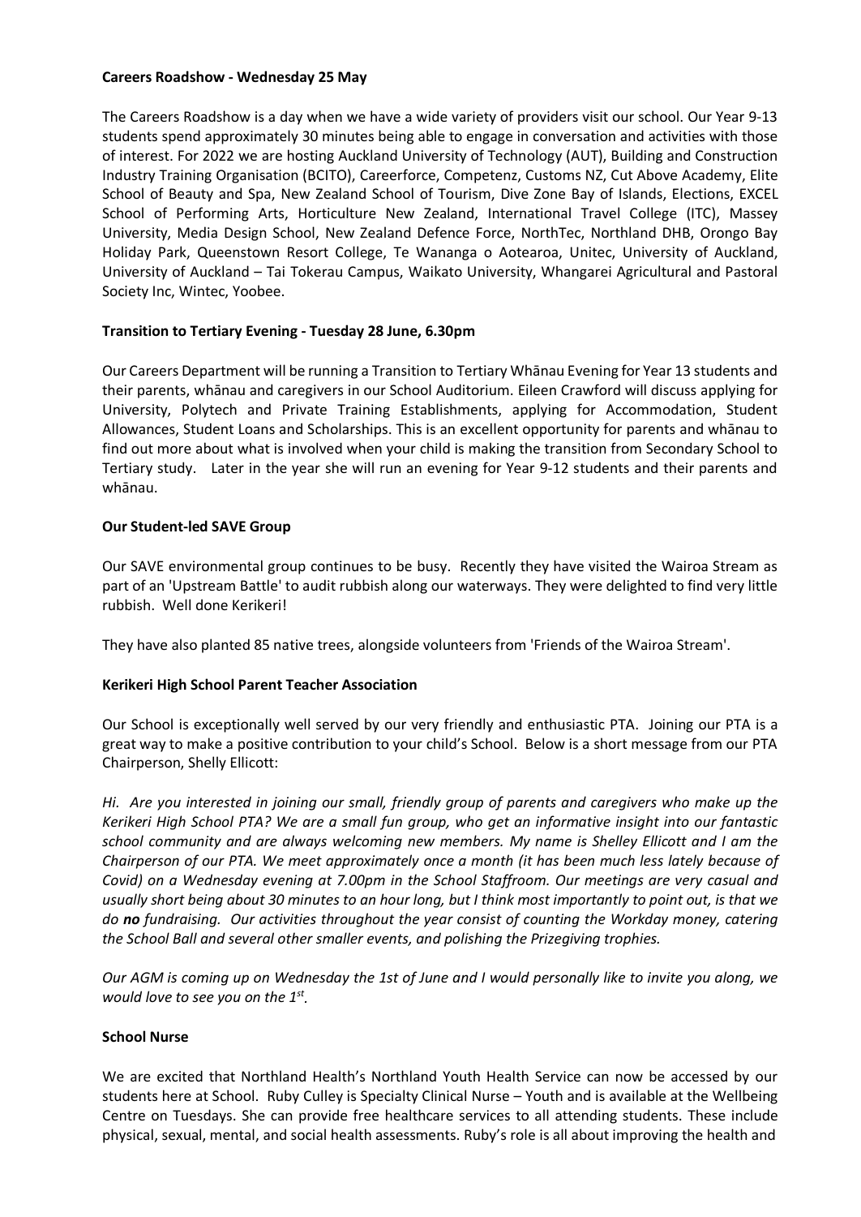**Careers Roadshow - Wednesday 25 May**

The Careers Roadshow is a day when we have a wide variety of providers visit our school. Our Year 9-13 students spend approximately 30 minutes being able to engage in conversation and activities with those of interest. For 2022 we are hosting Auckland University of Technology (AUT), Building and Construction Industry Training Organisation (BCITO), Careerforce, Competenz, Customs NZ, Cut Above Academy, Elite School of Beauty and Spa, New Zealand School of Tourism, Dive Zone Bay of Islands, Elections, EXCEL School of Performing Arts, Horticulture New Zealand, International Travel College (ITC), Massey University, Media Design School, New Zealand Defence Force, NorthTec, Northland DHB, Orongo Bay Holiday Park, Queenstown Resort College, Te Wananga o Aotearoa, Unitec, University of Auckland, University of Auckland – Tai Tokerau Campus, Waikato University, Whangarei Agricultural and Pastoral Society Inc, Wintec, Yoobee.

**Transition to Tertiary Evening - Tuesday 28 June, 6.30pm**

Our Careers Department will be running a Transition to Tertiary Whānau Evening for Year 13 students and their parents, whānau and caregivers in our School Auditorium. Eileen Crawford will discuss applying for University, Polytech and Private Training Establishments, applying for Accommodation, Student Allowances, Student Loans and Scholarships. This is an excellent opportunity for parents and whānau to find out more about what is involved when your child is making the transition from Secondary School to Tertiary study. Later in the year she will run an evening for Year 9-12 students and their parents and whānau.

**Our Student-led SAVE Group**

Our SAVE environmental group continues to be busy. Recently they have visited the Wairoa Stream as part of an 'Upstream Battle' to audit rubbish along our waterways. They were delighted to find very little rubbish. Well done Kerikeri!

They have also planted 85 native trees, alongside volunteers from 'Friends of the Wairoa Stream'.

**Kerikeri High School Parent Teacher Association**

Our School is exceptionally well served by our very friendly and enthusiastic PTA. Joining our PTA is a great way to make a positive contribution to your child's School. Below is a short message from our PTA Chairperson, Shelly Ellicott:

*Hi. Are you interested in joining our small, friendly group of parents and caregivers who make up the Kerikeri High School PTA? We are a small fun group, who get an informative insight into our fantastic school community and are always welcoming new members. My name is Shelley Ellicott and I am the Chairperson of our PTA. We meet approximately once a month (it has been much less lately because of Covid) on a Wednesday evening at 7.00pm in the School Staffroom. Our meetings are very casual and usually short being about 30 minutes to an hour long, but I think most importantly to point out, is that we do* ***no*** *fundraising. Our activities throughout the year consist of counting the Workday money, catering the School Ball and several other smaller events, and polishing the Prizegiving trophies.*

*Our AGM is coming up on Wednesday the 1st of June and I would personally like to invite you along, we would love to see you on the 1st.*

**School Nurse**

We are excited that Northland Health's Northland Youth Health Service can now be accessed by our students here at School. Ruby Culley is Specialty Clinical Nurse – Youth and is available at the Wellbeing Centre on Tuesdays. She can provide free healthcare services to all attending students. These include physical, sexual, mental, and social health assessments. Ruby's role is all about improving the health and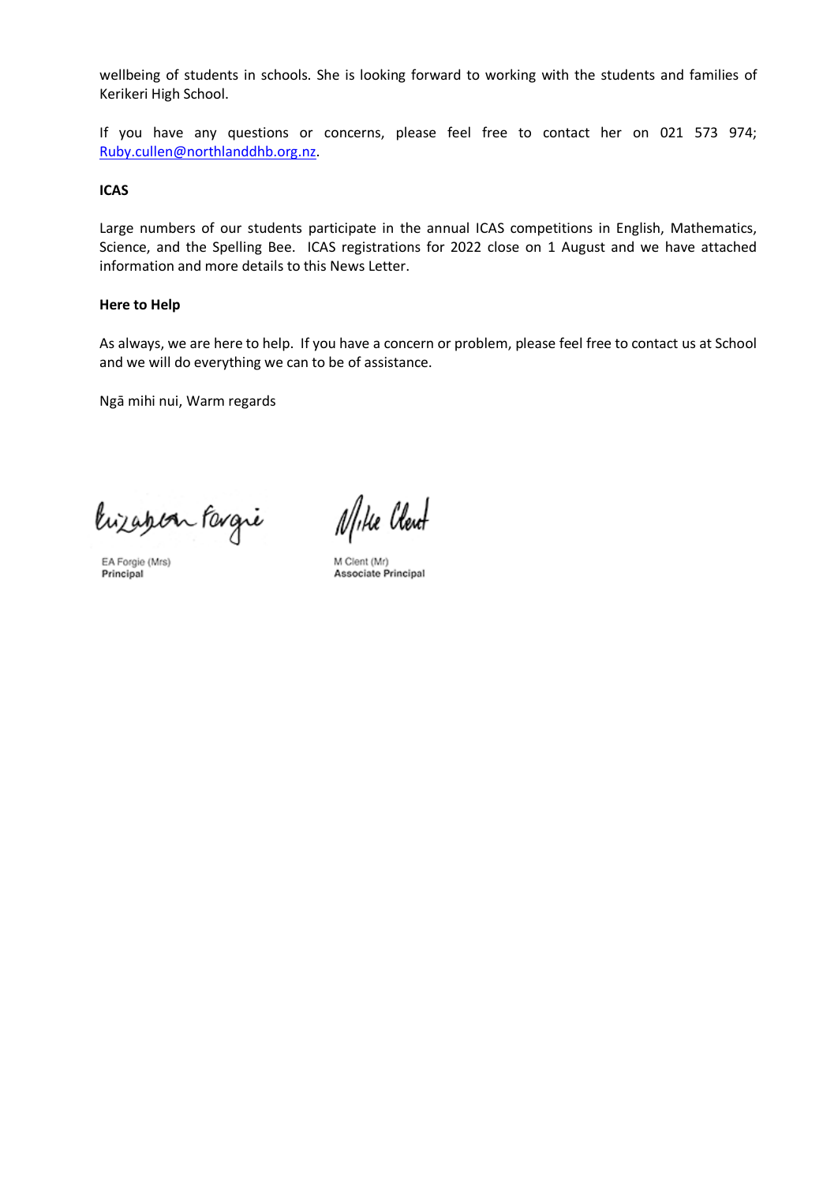wellbeing of students in schools. She is looking forward to working with the students and families of Kerikeri High School.

If you have any questions or concerns, please feel free to contact her on 021 573 974; Ruby.cullen@northlanddhb.org.nz.

**ICAS**

Large numbers of our students participate in the annual ICAS competitions in English, Mathematics, Science, and the Spelling Bee. ICAS registrations for 2022 close on 1 August and we have attached information and more details to this News Letter.

**Here to Help**

As always, we are here to help. If you have a concern or problem, please feel free to contact us at School and we will do everything we can to be of assistance.

Ngā mihi nui, Warm regards

EA Forgie (Mrs)
**Principal**

M Clent (Mr)
**Associate Principal**